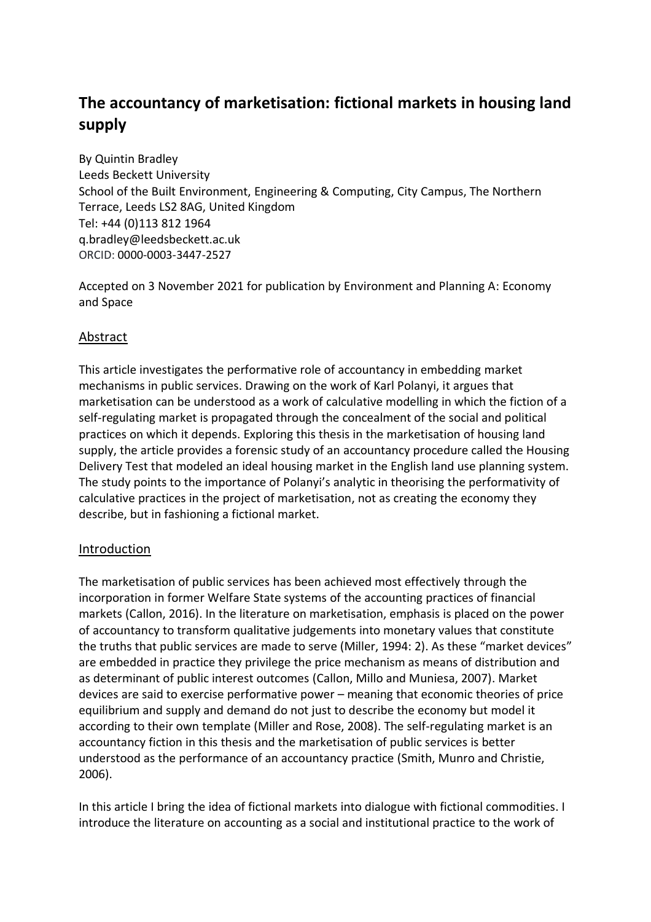# The accountancy of marketisation: fictional markets in housing land supply

By Quintin Bradley
Leeds Beckett University
School of the Built Environment, Engineering & Computing, City Campus, The Northern Terrace, Leeds LS2 8AG, United Kingdom
Tel: +44 (0)113 812 1964
q.bradley@leedsbeckett.ac.uk
ORCID: 0000-0003-3447-2527

Accepted on 3 November 2021 for publication by Environment and Planning A: Economy and Space

## Abstract

This article investigates the performative role of accountancy in embedding market mechanisms in public services. Drawing on the work of Karl Polanyi, it argues that marketisation can be understood as a work of calculative modelling in which the fiction of a self-regulating market is propagated through the concealment of the social and political practices on which it depends. Exploring this thesis in the marketisation of housing land supply, the article provides a forensic study of an accountancy procedure called the Housing Delivery Test that modeled an ideal housing market in the English land use planning system. The study points to the importance of Polanyi's analytic in theorising the performativity of calculative practices in the project of marketisation, not as creating the economy they describe, but in fashioning a fictional market.

## Introduction

The marketisation of public services has been achieved most effectively through the incorporation in former Welfare State systems of the accounting practices of financial markets (Callon, 2016). In the literature on marketisation, emphasis is placed on the power of accountancy to transform qualitative judgements into monetary values that constitute the truths that public services are made to serve (Miller, 1994: 2). As these "market devices" are embedded in practice they privilege the price mechanism as means of distribution and as determinant of public interest outcomes (Callon, Millo and Muniesa, 2007). Market devices are said to exercise performative power – meaning that economic theories of price equilibrium and supply and demand do not just to describe the economy but model it according to their own template (Miller and Rose, 2008). The self-regulating market is an accountancy fiction in this thesis and the marketisation of public services is better understood as the performance of an accountancy practice (Smith, Munro and Christie, 2006).

In this article I bring the idea of fictional markets into dialogue with fictional commodities. I introduce the literature on accounting as a social and institutional practice to the work of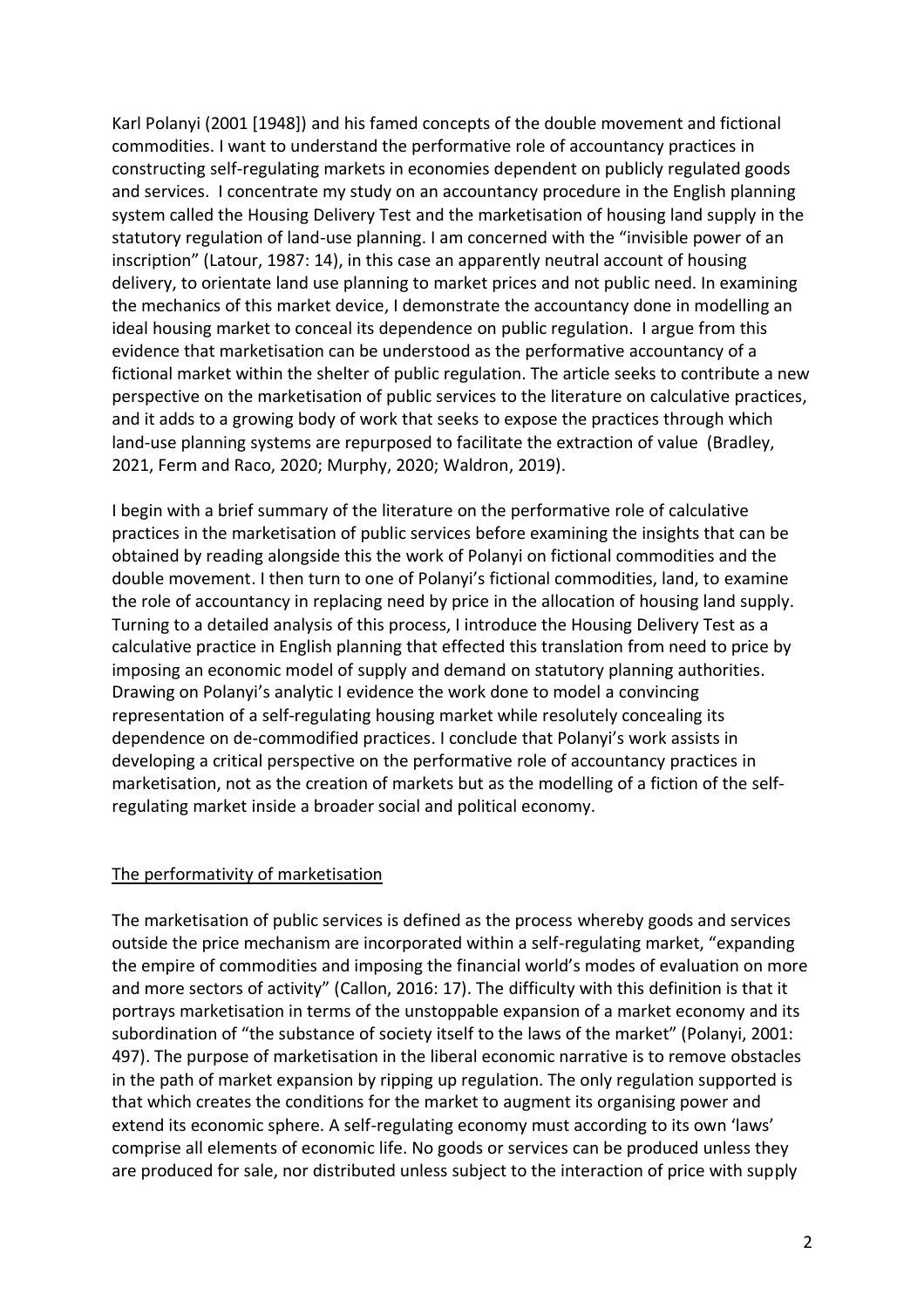Karl Polanyi (2001 [1948]) and his famed concepts of the double movement and fictional commodities. I want to understand the performative role of accountancy practices in constructing self-regulating markets in economies dependent on publicly regulated goods and services. I concentrate my study on an accountancy procedure in the English planning system called the Housing Delivery Test and the marketisation of housing land supply in the statutory regulation of land-use planning. I am concerned with the "invisible power of an inscription" (Latour, 1987: 14), in this case an apparently neutral account of housing delivery, to orientate land use planning to market prices and not public need. In examining the mechanics of this market device, I demonstrate the accountancy done in modelling an ideal housing market to conceal its dependence on public regulation. I argue from this evidence that marketisation can be understood as the performative accountancy of a fictional market within the shelter of public regulation. The article seeks to contribute a new perspective on the marketisation of public services to the literature on calculative practices, and it adds to a growing body of work that seeks to expose the practices through which land-use planning systems are repurposed to facilitate the extraction of value (Bradley, 2021, Ferm and Raco, 2020; Murphy, 2020; Waldron, 2019).

I begin with a brief summary of the literature on the performative role of calculative practices in the marketisation of public services before examining the insights that can be obtained by reading alongside this the work of Polanyi on fictional commodities and the double movement. I then turn to one of Polanyi's fictional commodities, land, to examine the role of accountancy in replacing need by price in the allocation of housing land supply. Turning to a detailed analysis of this process, I introduce the Housing Delivery Test as a calculative practice in English planning that effected this translation from need to price by imposing an economic model of supply and demand on statutory planning authorities. Drawing on Polanyi's analytic I evidence the work done to model a convincing representation of a self-regulating housing market while resolutely concealing its dependence on de-commodified practices. I conclude that Polanyi's work assists in developing a critical perspective on the performative role of accountancy practices in marketisation, not as the creation of markets but as the modelling of a fiction of the self-regulating market inside a broader social and political economy.

## The performativity of marketisation

The marketisation of public services is defined as the process whereby goods and services outside the price mechanism are incorporated within a self-regulating market, "expanding the empire of commodities and imposing the financial world's modes of evaluation on more and more sectors of activity" (Callon, 2016: 17). The difficulty with this definition is that it portrays marketisation in terms of the unstoppable expansion of a market economy and its subordination of "the substance of society itself to the laws of the market" (Polanyi, 2001: 497). The purpose of marketisation in the liberal economic narrative is to remove obstacles in the path of market expansion by ripping up regulation. The only regulation supported is that which creates the conditions for the market to augment its organising power and extend its economic sphere. A self-regulating economy must according to its own 'laws' comprise all elements of economic life. No goods or services can be produced unless they are produced for sale, nor distributed unless subject to the interaction of price with supply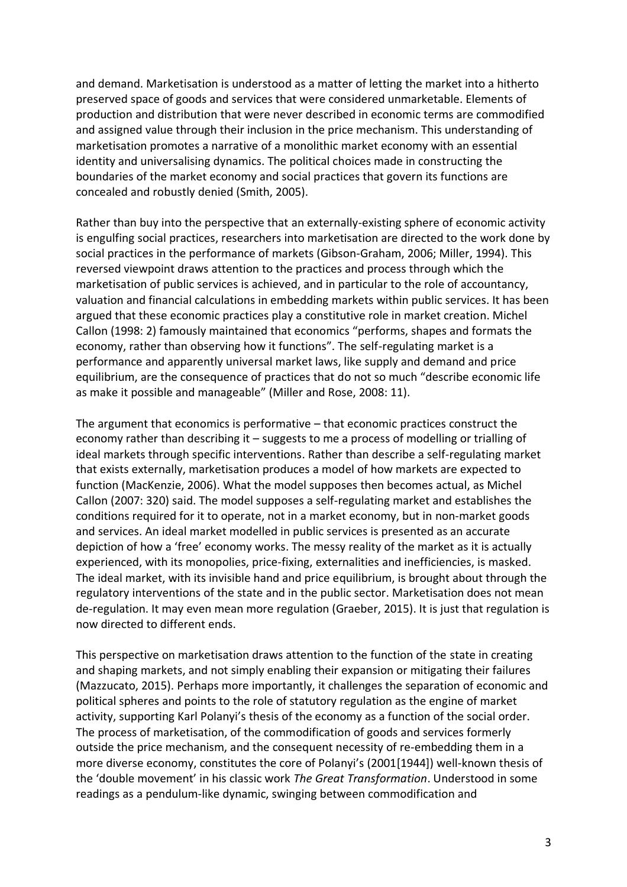and demand. Marketisation is understood as a matter of letting the market into a hitherto preserved space of goods and services that were considered unmarketable. Elements of production and distribution that were never described in economic terms are commodified and assigned value through their inclusion in the price mechanism. This understanding of marketisation promotes a narrative of a monolithic market economy with an essential identity and universalising dynamics. The political choices made in constructing the boundaries of the market economy and social practices that govern its functions are concealed and robustly denied (Smith, 2005).

Rather than buy into the perspective that an externally-existing sphere of economic activity is engulfing social practices, researchers into marketisation are directed to the work done by social practices in the performance of markets (Gibson-Graham, 2006; Miller, 1994). This reversed viewpoint draws attention to the practices and process through which the marketisation of public services is achieved, and in particular to the role of accountancy, valuation and financial calculations in embedding markets within public services. It has been argued that these economic practices play a constitutive role in market creation. Michel Callon (1998: 2) famously maintained that economics "performs, shapes and formats the economy, rather than observing how it functions". The self-regulating market is a performance and apparently universal market laws, like supply and demand and price equilibrium, are the consequence of practices that do not so much "describe economic life as make it possible and manageable" (Miller and Rose, 2008: 11).

The argument that economics is performative – that economic practices construct the economy rather than describing it – suggests to me a process of modelling or trialling of ideal markets through specific interventions. Rather than describe a self-regulating market that exists externally, marketisation produces a model of how markets are expected to function (MacKenzie, 2006). What the model supposes then becomes actual, as Michel Callon (2007: 320) said. The model supposes a self-regulating market and establishes the conditions required for it to operate, not in a market economy, but in non-market goods and services. An ideal market modelled in public services is presented as an accurate depiction of how a 'free' economy works. The messy reality of the market as it is actually experienced, with its monopolies, price-fixing, externalities and inefficiencies, is masked. The ideal market, with its invisible hand and price equilibrium, is brought about through the regulatory interventions of the state and in the public sector. Marketisation does not mean de-regulation. It may even mean more regulation (Graeber, 2015). It is just that regulation is now directed to different ends.

This perspective on marketisation draws attention to the function of the state in creating and shaping markets, and not simply enabling their expansion or mitigating their failures (Mazzucato, 2015). Perhaps more importantly, it challenges the separation of economic and political spheres and points to the role of statutory regulation as the engine of market activity, supporting Karl Polanyi's thesis of the economy as a function of the social order. The process of marketisation, of the commodification of goods and services formerly outside the price mechanism, and the consequent necessity of re-embedding them in a more diverse economy, constitutes the core of Polanyi's (2001[1944]) well-known thesis of the 'double movement' in his classic work *The Great Transformation*. Understood in some readings as a pendulum-like dynamic, swinging between commodification and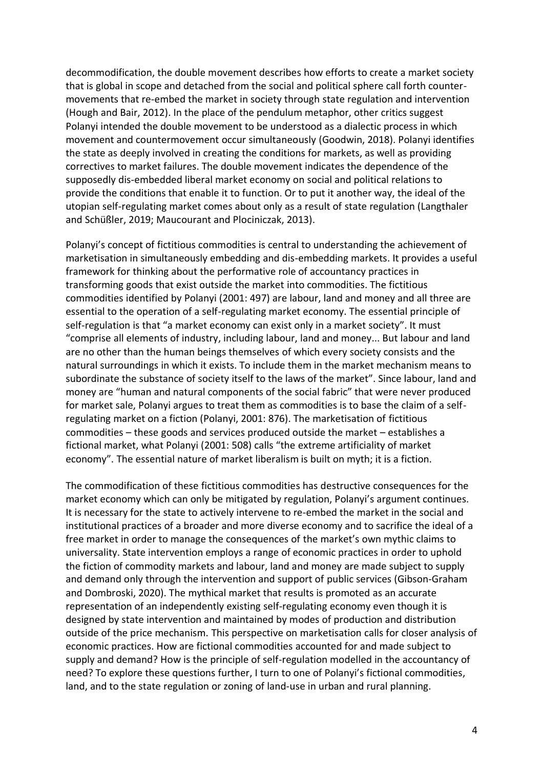decommodification, the double movement describes how efforts to create a market society that is global in scope and detached from the social and political sphere call forth counter-movements that re-embed the market in society through state regulation and intervention (Hough and Bair, 2012). In the place of the pendulum metaphor, other critics suggest Polanyi intended the double movement to be understood as a dialectic process in which movement and countermovement occur simultaneously (Goodwin, 2018). Polanyi identifies the state as deeply involved in creating the conditions for markets, as well as providing correctives to market failures. The double movement indicates the dependence of the supposedly dis-embedded liberal market economy on social and political relations to provide the conditions that enable it to function. Or to put it another way, the ideal of the utopian self-regulating market comes about only as a result of state regulation (Langthaler and Schüßler, 2019; Maucourant and Plociniczak, 2013).

Polanyi's concept of fictitious commodities is central to understanding the achievement of marketisation in simultaneously embedding and dis-embedding markets. It provides a useful framework for thinking about the performative role of accountancy practices in transforming goods that exist outside the market into commodities. The fictitious commodities identified by Polanyi (2001: 497) are labour, land and money and all three are essential to the operation of a self-regulating market economy. The essential principle of self-regulation is that "a market economy can exist only in a market society". It must "comprise all elements of industry, including labour, land and money... But labour and land are no other than the human beings themselves of which every society consists and the natural surroundings in which it exists. To include them in the market mechanism means to subordinate the substance of society itself to the laws of the market". Since labour, land and money are "human and natural components of the social fabric" that were never produced for market sale, Polanyi argues to treat them as commodities is to base the claim of a self-regulating market on a fiction (Polanyi, 2001: 876). The marketisation of fictitious commodities – these goods and services produced outside the market – establishes a fictional market, what Polanyi (2001: 508) calls "the extreme artificiality of market economy". The essential nature of market liberalism is built on myth; it is a fiction.

The commodification of these fictitious commodities has destructive consequences for the market economy which can only be mitigated by regulation, Polanyi's argument continues. It is necessary for the state to actively intervene to re-embed the market in the social and institutional practices of a broader and more diverse economy and to sacrifice the ideal of a free market in order to manage the consequences of the market's own mythic claims to universality. State intervention employs a range of economic practices in order to uphold the fiction of commodity markets and labour, land and money are made subject to supply and demand only through the intervention and support of public services (Gibson-Graham and Dombroski, 2020). The mythical market that results is promoted as an accurate representation of an independently existing self-regulating economy even though it is designed by state intervention and maintained by modes of production and distribution outside of the price mechanism. This perspective on marketisation calls for closer analysis of economic practices. How are fictional commodities accounted for and made subject to supply and demand? How is the principle of self-regulation modelled in the accountancy of need? To explore these questions further, I turn to one of Polanyi's fictional commodities, land, and to the state regulation or zoning of land-use in urban and rural planning.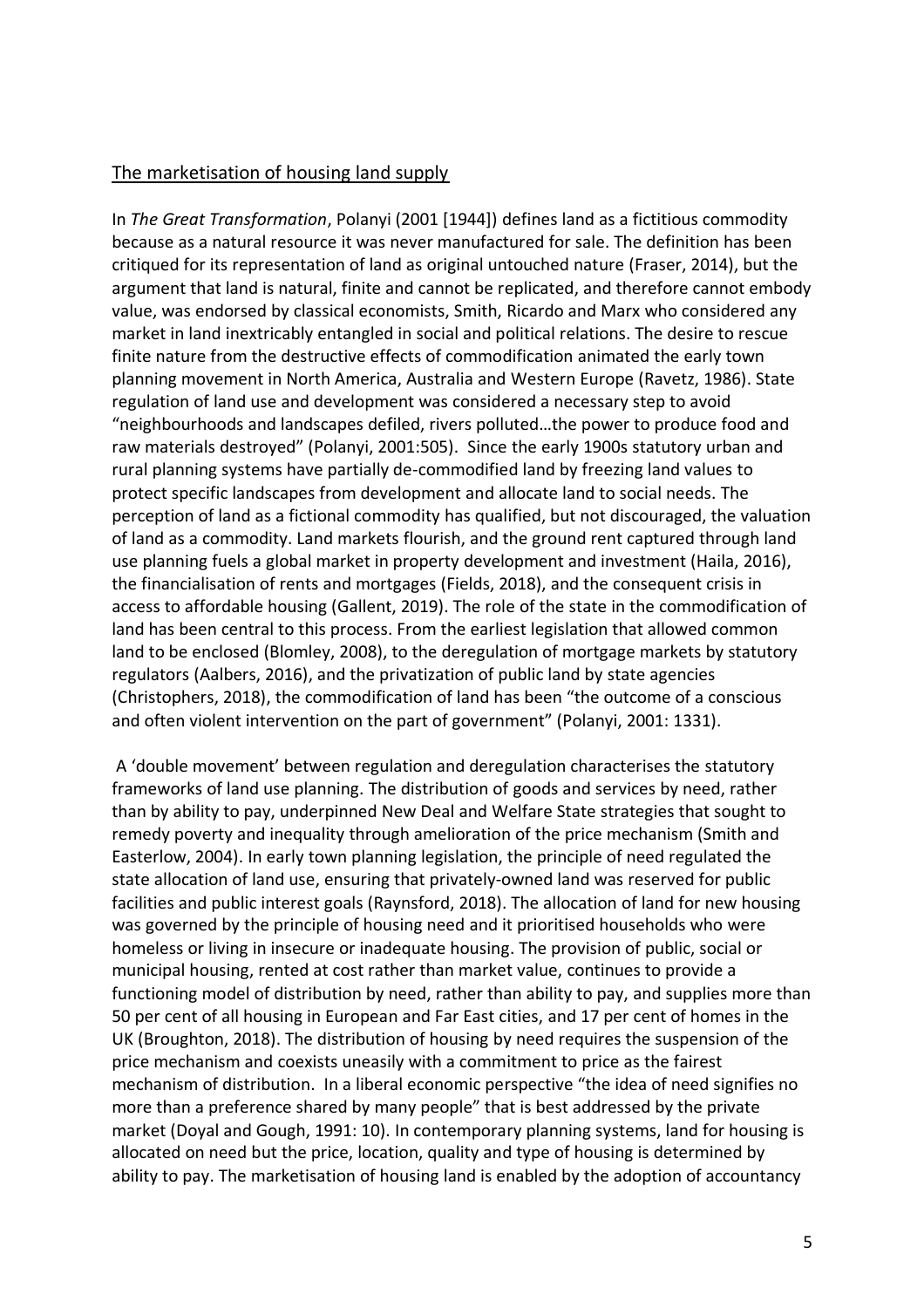## The marketisation of housing land supply

In *The Great Transformation*, Polanyi (2001 [1944]) defines land as a fictitious commodity because as a natural resource it was never manufactured for sale. The definition has been critiqued for its representation of land as original untouched nature (Fraser, 2014), but the argument that land is natural, finite and cannot be replicated, and therefore cannot embody value, was endorsed by classical economists, Smith, Ricardo and Marx who considered any market in land inextricably entangled in social and political relations. The desire to rescue finite nature from the destructive effects of commodification animated the early town planning movement in North America, Australia and Western Europe (Ravetz, 1986). State regulation of land use and development was considered a necessary step to avoid "neighbourhoods and landscapes defiled, rivers polluted…the power to produce food and raw materials destroyed" (Polanyi, 2001:505). Since the early 1900s statutory urban and rural planning systems have partially de-commodified land by freezing land values to protect specific landscapes from development and allocate land to social needs. The perception of land as a fictional commodity has qualified, but not discouraged, the valuation of land as a commodity. Land markets flourish, and the ground rent captured through land use planning fuels a global market in property development and investment (Haila, 2016), the financialisation of rents and mortgages (Fields, 2018), and the consequent crisis in access to affordable housing (Gallent, 2019). The role of the state in the commodification of land has been central to this process. From the earliest legislation that allowed common land to be enclosed (Blomley, 2008), to the deregulation of mortgage markets by statutory regulators (Aalbers, 2016), and the privatization of public land by state agencies (Christophers, 2018), the commodification of land has been "the outcome of a conscious and often violent intervention on the part of government" (Polanyi, 2001: 1331).

A 'double movement' between regulation and deregulation characterises the statutory frameworks of land use planning. The distribution of goods and services by need, rather than by ability to pay, underpinned New Deal and Welfare State strategies that sought to remedy poverty and inequality through amelioration of the price mechanism (Smith and Easterlow, 2004). In early town planning legislation, the principle of need regulated the state allocation of land use, ensuring that privately-owned land was reserved for public facilities and public interest goals (Raynsford, 2018). The allocation of land for new housing was governed by the principle of housing need and it prioritised households who were homeless or living in insecure or inadequate housing. The provision of public, social or municipal housing, rented at cost rather than market value, continues to provide a functioning model of distribution by need, rather than ability to pay, and supplies more than 50 per cent of all housing in European and Far East cities, and 17 per cent of homes in the UK (Broughton, 2018). The distribution of housing by need requires the suspension of the price mechanism and coexists uneasily with a commitment to price as the fairest mechanism of distribution. In a liberal economic perspective "the idea of need signifies no more than a preference shared by many people" that is best addressed by the private market (Doyal and Gough, 1991: 10). In contemporary planning systems, land for housing is allocated on need but the price, location, quality and type of housing is determined by ability to pay. The marketisation of housing land is enabled by the adoption of accountancy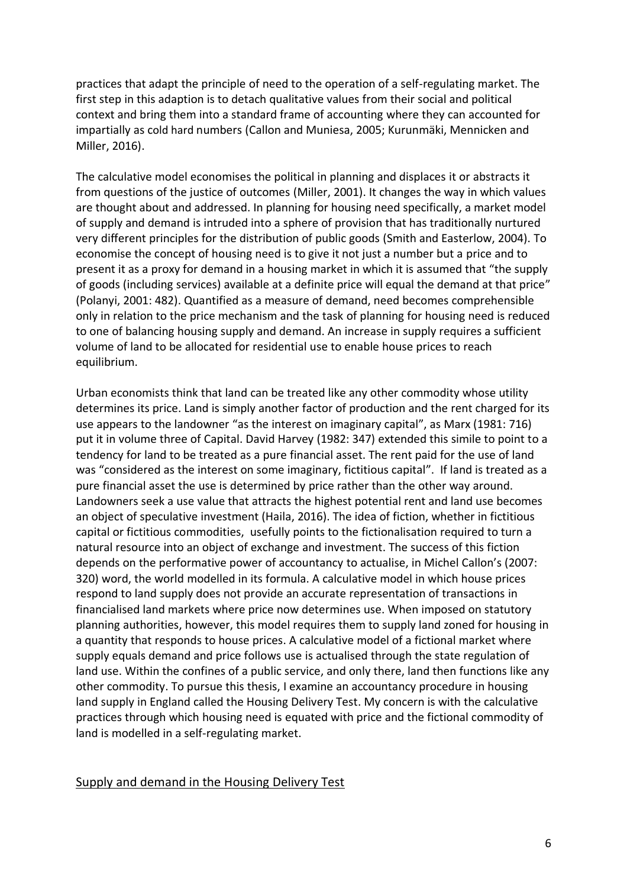practices that adapt the principle of need to the operation of a self-regulating market. The first step in this adaption is to detach qualitative values from their social and political context and bring them into a standard frame of accounting where they can accounted for impartially as cold hard numbers (Callon and Muniesa, 2005; Kurunmäki, Mennicken and Miller, 2016).

The calculative model economises the political in planning and displaces it or abstracts it from questions of the justice of outcomes (Miller, 2001). It changes the way in which values are thought about and addressed. In planning for housing need specifically, a market model of supply and demand is intruded into a sphere of provision that has traditionally nurtured very different principles for the distribution of public goods (Smith and Easterlow, 2004). To economise the concept of housing need is to give it not just a number but a price and to present it as a proxy for demand in a housing market in which it is assumed that "the supply of goods (including services) available at a definite price will equal the demand at that price" (Polanyi, 2001: 482). Quantified as a measure of demand, need becomes comprehensible only in relation to the price mechanism and the task of planning for housing need is reduced to one of balancing housing supply and demand. An increase in supply requires a sufficient volume of land to be allocated for residential use to enable house prices to reach equilibrium.

Urban economists think that land can be treated like any other commodity whose utility determines its price. Land is simply another factor of production and the rent charged for its use appears to the landowner "as the interest on imaginary capital", as Marx (1981: 716) put it in volume three of Capital. David Harvey (1982: 347) extended this simile to point to a tendency for land to be treated as a pure financial asset. The rent paid for the use of land was "considered as the interest on some imaginary, fictitious capital". If land is treated as a pure financial asset the use is determined by price rather than the other way around. Landowners seek a use value that attracts the highest potential rent and land use becomes an object of speculative investment (Haila, 2016). The idea of fiction, whether in fictitious capital or fictitious commodities, usefully points to the fictionalisation required to turn a natural resource into an object of exchange and investment. The success of this fiction depends on the performative power of accountancy to actualise, in Michel Callon's (2007: 320) word, the world modelled in its formula. A calculative model in which house prices respond to land supply does not provide an accurate representation of transactions in financialised land markets where price now determines use. When imposed on statutory planning authorities, however, this model requires them to supply land zoned for housing in a quantity that responds to house prices. A calculative model of a fictional market where supply equals demand and price follows use is actualised through the state regulation of land use. Within the confines of a public service, and only there, land then functions like any other commodity. To pursue this thesis, I examine an accountancy procedure in housing land supply in England called the Housing Delivery Test. My concern is with the calculative practices through which housing need is equated with price and the fictional commodity of land is modelled in a self-regulating market.

## Supply and demand in the Housing Delivery Test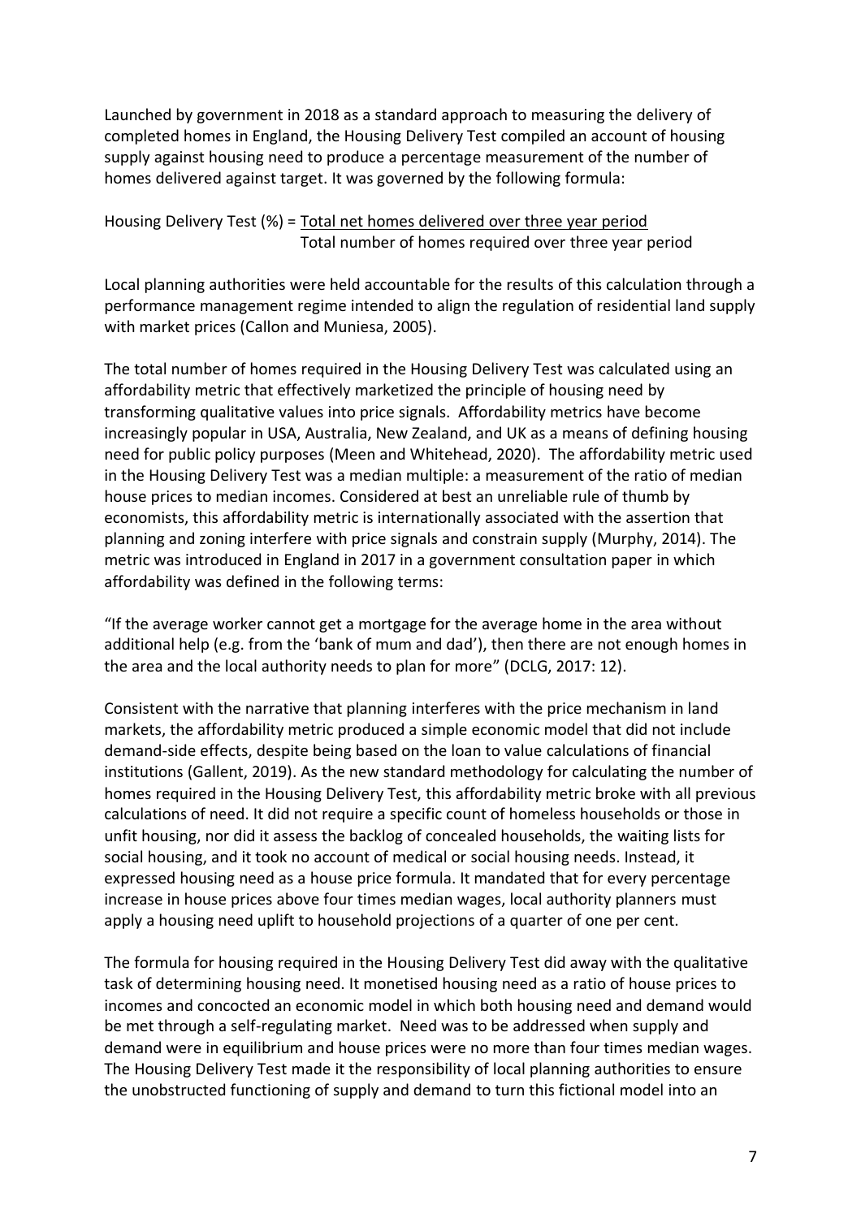Launched by government in 2018 as a standard approach to measuring the delivery of completed homes in England, the Housing Delivery Test compiled an account of housing supply against housing need to produce a percentage measurement of the number of homes delivered against target. It was governed by the following formula:

$$\text{Housing Delivery Test (\%)} = \frac{\text{Total net homes delivered over three year period}}{\text{Total number of homes required over three year period}}$$

Local planning authorities were held accountable for the results of this calculation through a performance management regime intended to align the regulation of residential land supply with market prices (Callon and Muniesa, 2005).

The total number of homes required in the Housing Delivery Test was calculated using an affordability metric that effectively marketized the principle of housing need by transforming qualitative values into price signals. Affordability metrics have become increasingly popular in USA, Australia, New Zealand, and UK as a means of defining housing need for public policy purposes (Meen and Whitehead, 2020). The affordability metric used in the Housing Delivery Test was a median multiple: a measurement of the ratio of median house prices to median incomes. Considered at best an unreliable rule of thumb by economists, this affordability metric is internationally associated with the assertion that planning and zoning interfere with price signals and constrain supply (Murphy, 2014). The metric was introduced in England in 2017 in a government consultation paper in which affordability was defined in the following terms:

"If the average worker cannot get a mortgage for the average home in the area without additional help (e.g. from the 'bank of mum and dad'), then there are not enough homes in the area and the local authority needs to plan for more" (DCLG, 2017: 12).

Consistent with the narrative that planning interferes with the price mechanism in land markets, the affordability metric produced a simple economic model that did not include demand-side effects, despite being based on the loan to value calculations of financial institutions (Gallent, 2019). As the new standard methodology for calculating the number of homes required in the Housing Delivery Test, this affordability metric broke with all previous calculations of need. It did not require a specific count of homeless households or those in unfit housing, nor did it assess the backlog of concealed households, the waiting lists for social housing, and it took no account of medical or social housing needs. Instead, it expressed housing need as a house price formula. It mandated that for every percentage increase in house prices above four times median wages, local authority planners must apply a housing need uplift to household projections of a quarter of one per cent.

The formula for housing required in the Housing Delivery Test did away with the qualitative task of determining housing need. It monetised housing need as a ratio of house prices to incomes and concocted an economic model in which both housing need and demand would be met through a self-regulating market. Need was to be addressed when supply and demand were in equilibrium and house prices were no more than four times median wages. The Housing Delivery Test made it the responsibility of local planning authorities to ensure the unobstructed functioning of supply and demand to turn this fictional model into an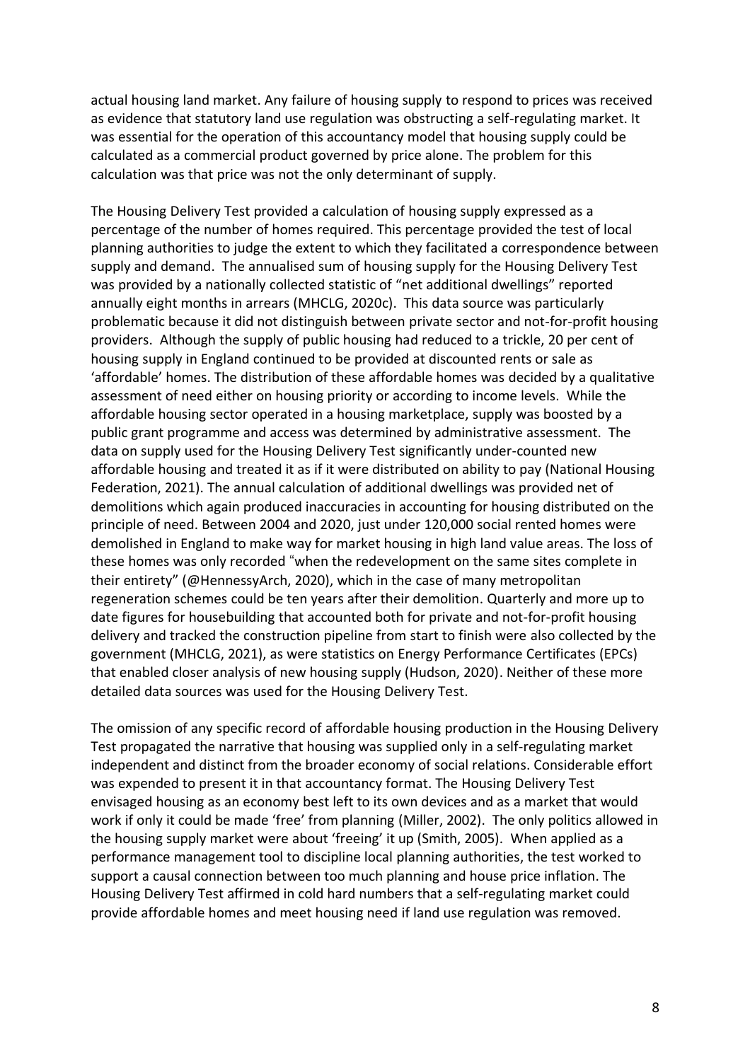actual housing land market. Any failure of housing supply to respond to prices was received as evidence that statutory land use regulation was obstructing a self-regulating market. It was essential for the operation of this accountancy model that housing supply could be calculated as a commercial product governed by price alone. The problem for this calculation was that price was not the only determinant of supply.

The Housing Delivery Test provided a calculation of housing supply expressed as a percentage of the number of homes required. This percentage provided the test of local planning authorities to judge the extent to which they facilitated a correspondence between supply and demand. The annualised sum of housing supply for the Housing Delivery Test was provided by a nationally collected statistic of "net additional dwellings" reported annually eight months in arrears (MHCLG, 2020c). This data source was particularly problematic because it did not distinguish between private sector and not-for-profit housing providers. Although the supply of public housing had reduced to a trickle, 20 per cent of housing supply in England continued to be provided at discounted rents or sale as 'affordable' homes. The distribution of these affordable homes was decided by a qualitative assessment of need either on housing priority or according to income levels. While the affordable housing sector operated in a housing marketplace, supply was boosted by a public grant programme and access was determined by administrative assessment. The data on supply used for the Housing Delivery Test significantly under-counted new affordable housing and treated it as if it were distributed on ability to pay (National Housing Federation, 2021). The annual calculation of additional dwellings was provided net of demolitions which again produced inaccuracies in accounting for housing distributed on the principle of need. Between 2004 and 2020, just under 120,000 social rented homes were demolished in England to make way for market housing in high land value areas. The loss of these homes was only recorded "when the redevelopment on the same sites complete in their entirety" (@HennessyArch, 2020), which in the case of many metropolitan regeneration schemes could be ten years after their demolition. Quarterly and more up to date figures for housebuilding that accounted both for private and not-for-profit housing delivery and tracked the construction pipeline from start to finish were also collected by the government (MHCLG, 2021), as were statistics on Energy Performance Certificates (EPCs) that enabled closer analysis of new housing supply (Hudson, 2020). Neither of these more detailed data sources was used for the Housing Delivery Test.

The omission of any specific record of affordable housing production in the Housing Delivery Test propagated the narrative that housing was supplied only in a self-regulating market independent and distinct from the broader economy of social relations. Considerable effort was expended to present it in that accountancy format. The Housing Delivery Test envisaged housing as an economy best left to its own devices and as a market that would work if only it could be made 'free' from planning (Miller, 2002). The only politics allowed in the housing supply market were about 'freeing' it up (Smith, 2005). When applied as a performance management tool to discipline local planning authorities, the test worked to support a causal connection between too much planning and house price inflation. The Housing Delivery Test affirmed in cold hard numbers that a self-regulating market could provide affordable homes and meet housing need if land use regulation was removed.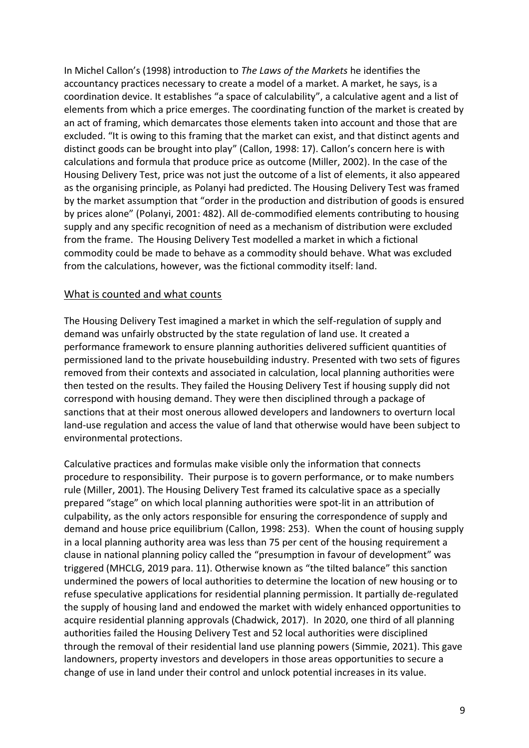In Michel Callon's (1998) introduction to *The Laws of the Markets* he identifies the accountancy practices necessary to create a model of a market. A market, he says, is a coordination device. It establishes "a space of calculability", a calculative agent and a list of elements from which a price emerges. The coordinating function of the market is created by an act of framing, which demarcates those elements taken into account and those that are excluded. "It is owing to this framing that the market can exist, and that distinct agents and distinct goods can be brought into play" (Callon, 1998: 17). Callon's concern here is with calculations and formula that produce price as outcome (Miller, 2002). In the case of the Housing Delivery Test, price was not just the outcome of a list of elements, it also appeared as the organising principle, as Polanyi had predicted. The Housing Delivery Test was framed by the market assumption that "order in the production and distribution of goods is ensured by prices alone" (Polanyi, 2001: 482). All de-commodified elements contributing to housing supply and any specific recognition of need as a mechanism of distribution were excluded from the frame. The Housing Delivery Test modelled a market in which a fictional commodity could be made to behave as a commodity should behave. What was excluded from the calculations, however, was the fictional commodity itself: land.

## What is counted and what counts

The Housing Delivery Test imagined a market in which the self-regulation of supply and demand was unfairly obstructed by the state regulation of land use. It created a performance framework to ensure planning authorities delivered sufficient quantities of permissioned land to the private housebuilding industry. Presented with two sets of figures removed from their contexts and associated in calculation, local planning authorities were then tested on the results. They failed the Housing Delivery Test if housing supply did not correspond with housing demand. They were then disciplined through a package of sanctions that at their most onerous allowed developers and landowners to overturn local land-use regulation and access the value of land that otherwise would have been subject to environmental protections.

Calculative practices and formulas make visible only the information that connects procedure to responsibility. Their purpose is to govern performance, or to make numbers rule (Miller, 2001). The Housing Delivery Test framed its calculative space as a specially prepared "stage" on which local planning authorities were spot-lit in an attribution of culpability, as the only actors responsible for ensuring the correspondence of supply and demand and house price equilibrium (Callon, 1998: 253). When the count of housing supply in a local planning authority area was less than 75 per cent of the housing requirement a clause in national planning policy called the "presumption in favour of development" was triggered (MHCLG, 2019 para. 11). Otherwise known as "the tilted balance" this sanction undermined the powers of local authorities to determine the location of new housing or to refuse speculative applications for residential planning permission. It partially de-regulated the supply of housing land and endowed the market with widely enhanced opportunities to acquire residential planning approvals (Chadwick, 2017). In 2020, one third of all planning authorities failed the Housing Delivery Test and 52 local authorities were disciplined through the removal of their residential land use planning powers (Simmie, 2021). This gave landowners, property investors and developers in those areas opportunities to secure a change of use in land under their control and unlock potential increases in its value.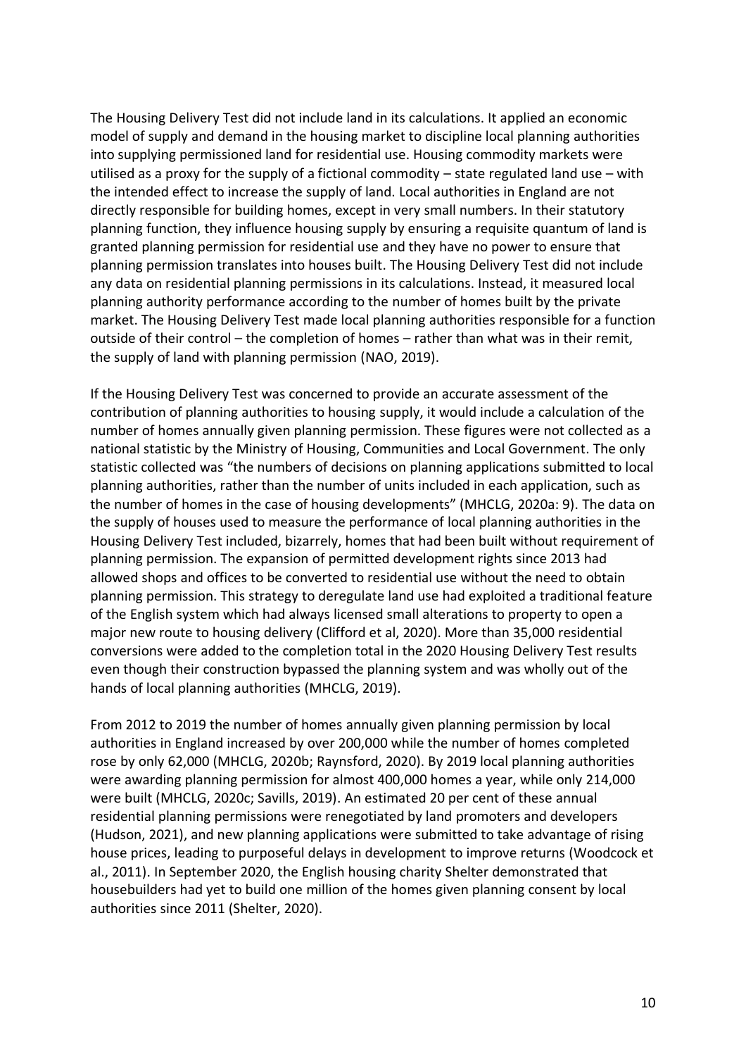The Housing Delivery Test did not include land in its calculations. It applied an economic model of supply and demand in the housing market to discipline local planning authorities into supplying permissioned land for residential use. Housing commodity markets were utilised as a proxy for the supply of a fictional commodity – state regulated land use – with the intended effect to increase the supply of land. Local authorities in England are not directly responsible for building homes, except in very small numbers. In their statutory planning function, they influence housing supply by ensuring a requisite quantum of land is granted planning permission for residential use and they have no power to ensure that planning permission translates into houses built. The Housing Delivery Test did not include any data on residential planning permissions in its calculations. Instead, it measured local planning authority performance according to the number of homes built by the private market. The Housing Delivery Test made local planning authorities responsible for a function outside of their control – the completion of homes – rather than what was in their remit, the supply of land with planning permission (NAO, 2019).

If the Housing Delivery Test was concerned to provide an accurate assessment of the contribution of planning authorities to housing supply, it would include a calculation of the number of homes annually given planning permission. These figures were not collected as a national statistic by the Ministry of Housing, Communities and Local Government. The only statistic collected was "the numbers of decisions on planning applications submitted to local planning authorities, rather than the number of units included in each application, such as the number of homes in the case of housing developments" (MHCLG, 2020a: 9). The data on the supply of houses used to measure the performance of local planning authorities in the Housing Delivery Test included, bizarrely, homes that had been built without requirement of planning permission. The expansion of permitted development rights since 2013 had allowed shops and offices to be converted to residential use without the need to obtain planning permission. This strategy to deregulate land use had exploited a traditional feature of the English system which had always licensed small alterations to property to open a major new route to housing delivery (Clifford et al, 2020). More than 35,000 residential conversions were added to the completion total in the 2020 Housing Delivery Test results even though their construction bypassed the planning system and was wholly out of the hands of local planning authorities (MHCLG, 2019).

From 2012 to 2019 the number of homes annually given planning permission by local authorities in England increased by over 200,000 while the number of homes completed rose by only 62,000 (MHCLG, 2020b; Raynsford, 2020). By 2019 local planning authorities were awarding planning permission for almost 400,000 homes a year, while only 214,000 were built (MHCLG, 2020c; Savills, 2019). An estimated 20 per cent of these annual residential planning permissions were renegotiated by land promoters and developers (Hudson, 2021), and new planning applications were submitted to take advantage of rising house prices, leading to purposeful delays in development to improve returns (Woodcock et al., 2011). In September 2020, the English housing charity Shelter demonstrated that housebuilders had yet to build one million of the homes given planning consent by local authorities since 2011 (Shelter, 2020).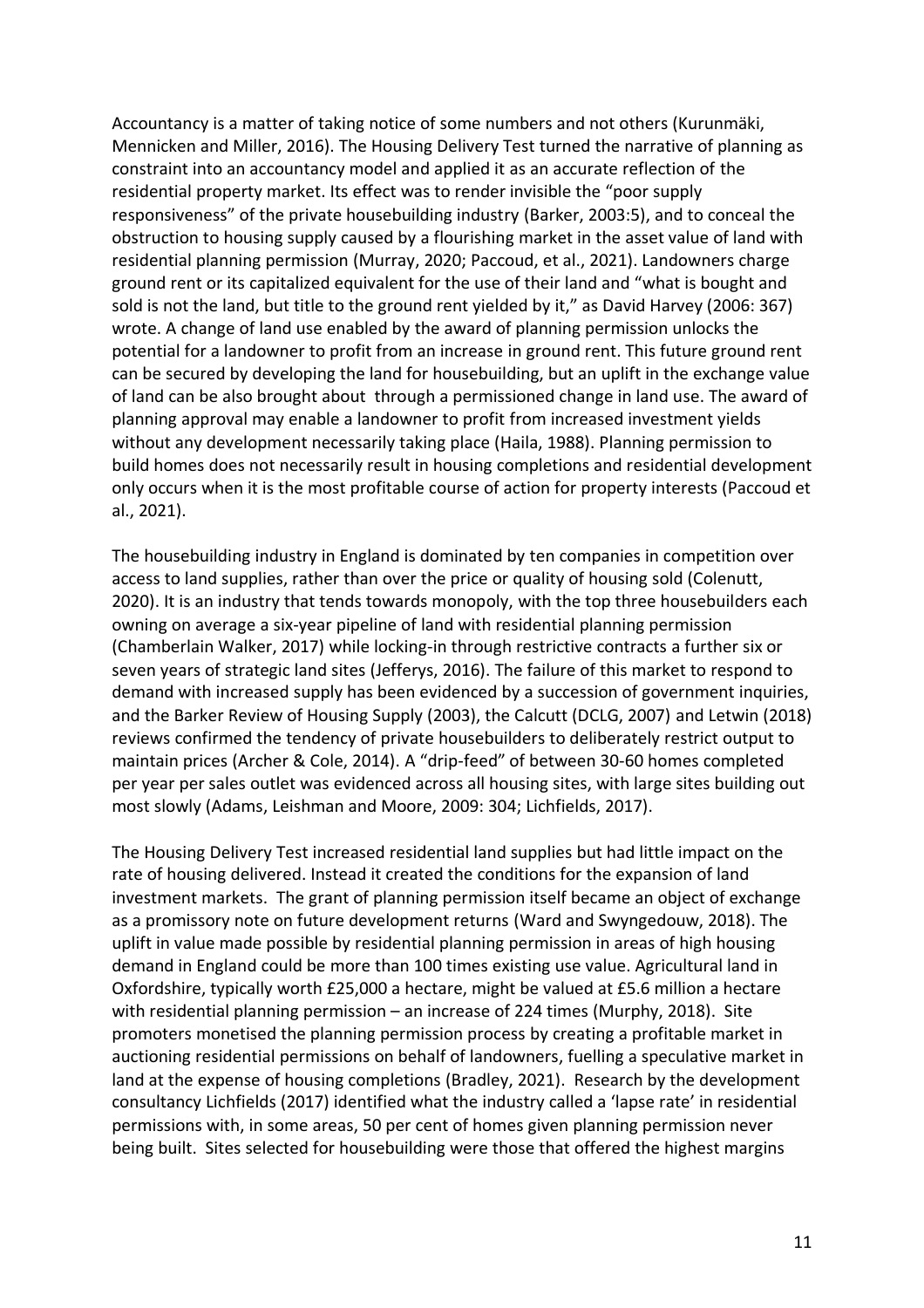Accountancy is a matter of taking notice of some numbers and not others (Kurunmäki, Mennicken and Miller, 2016). The Housing Delivery Test turned the narrative of planning as constraint into an accountancy model and applied it as an accurate reflection of the residential property market. Its effect was to render invisible the "poor supply responsiveness" of the private housebuilding industry (Barker, 2003:5), and to conceal the obstruction to housing supply caused by a flourishing market in the asset value of land with residential planning permission (Murray, 2020; Paccoud, et al., 2021). Landowners charge ground rent or its capitalized equivalent for the use of their land and "what is bought and sold is not the land, but title to the ground rent yielded by it," as David Harvey (2006: 367) wrote. A change of land use enabled by the award of planning permission unlocks the potential for a landowner to profit from an increase in ground rent. This future ground rent can be secured by developing the land for housebuilding, but an uplift in the exchange value of land can be also brought about through a permissioned change in land use. The award of planning approval may enable a landowner to profit from increased investment yields without any development necessarily taking place (Haila, 1988). Planning permission to build homes does not necessarily result in housing completions and residential development only occurs when it is the most profitable course of action for property interests (Paccoud et al., 2021).

The housebuilding industry in England is dominated by ten companies in competition over access to land supplies, rather than over the price or quality of housing sold (Colenutt, 2020). It is an industry that tends towards monopoly, with the top three housebuilders each owning on average a six-year pipeline of land with residential planning permission (Chamberlain Walker, 2017) while locking-in through restrictive contracts a further six or seven years of strategic land sites (Jefferys, 2016). The failure of this market to respond to demand with increased supply has been evidenced by a succession of government inquiries, and the Barker Review of Housing Supply (2003), the Calcutt (DCLG, 2007) and Letwin (2018) reviews confirmed the tendency of private housebuilders to deliberately restrict output to maintain prices (Archer & Cole, 2014). A "drip-feed" of between 30-60 homes completed per year per sales outlet was evidenced across all housing sites, with large sites building out most slowly (Adams, Leishman and Moore, 2009: 304; Lichfields, 2017).

The Housing Delivery Test increased residential land supplies but had little impact on the rate of housing delivered. Instead it created the conditions for the expansion of land investment markets. The grant of planning permission itself became an object of exchange as a promissory note on future development returns (Ward and Swyngedouw, 2018). The uplift in value made possible by residential planning permission in areas of high housing demand in England could be more than 100 times existing use value. Agricultural land in Oxfordshire, typically worth £25,000 a hectare, might be valued at £5.6 million a hectare with residential planning permission – an increase of 224 times (Murphy, 2018). Site promoters monetised the planning permission process by creating a profitable market in auctioning residential permissions on behalf of landowners, fuelling a speculative market in land at the expense of housing completions (Bradley, 2021). Research by the development consultancy Lichfields (2017) identified what the industry called a 'lapse rate' in residential permissions with, in some areas, 50 per cent of homes given planning permission never being built. Sites selected for housebuilding were those that offered the highest margins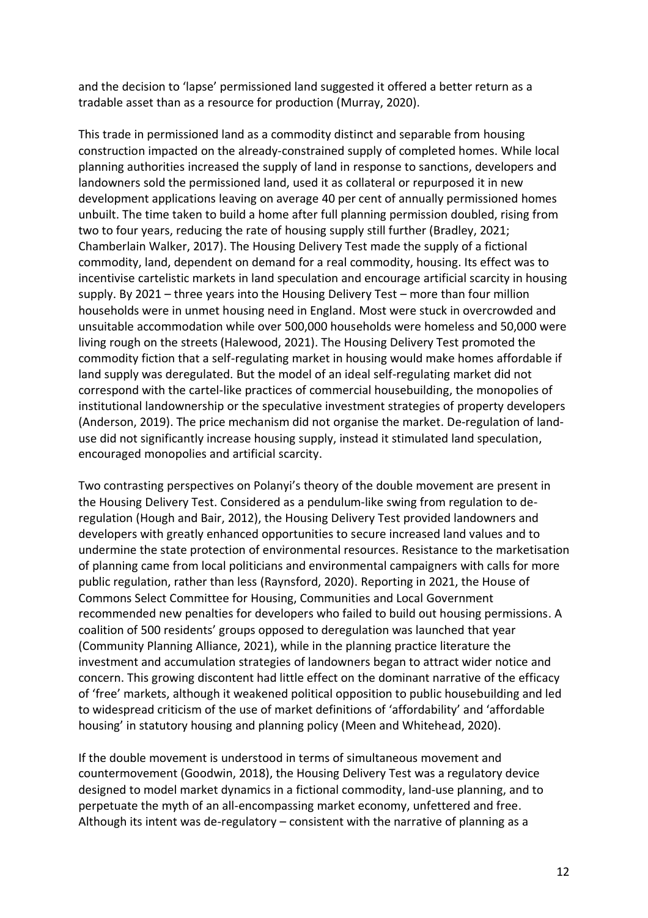and the decision to 'lapse' permissioned land suggested it offered a better return as a tradable asset than as a resource for production (Murray, 2020).

This trade in permissioned land as a commodity distinct and separable from housing construction impacted on the already-constrained supply of completed homes. While local planning authorities increased the supply of land in response to sanctions, developers and landowners sold the permissioned land, used it as collateral or repurposed it in new development applications leaving on average 40 per cent of annually permissioned homes unbuilt. The time taken to build a home after full planning permission doubled, rising from two to four years, reducing the rate of housing supply still further (Bradley, 2021; Chamberlain Walker, 2017). The Housing Delivery Test made the supply of a fictional commodity, land, dependent on demand for a real commodity, housing. Its effect was to incentivise cartelistic markets in land speculation and encourage artificial scarcity in housing supply. By 2021 – three years into the Housing Delivery Test – more than four million households were in unmet housing need in England. Most were stuck in overcrowded and unsuitable accommodation while over 500,000 households were homeless and 50,000 were living rough on the streets (Halewood, 2021). The Housing Delivery Test promoted the commodity fiction that a self-regulating market in housing would make homes affordable if land supply was deregulated. But the model of an ideal self-regulating market did not correspond with the cartel-like practices of commercial housebuilding, the monopolies of institutional landownership or the speculative investment strategies of property developers (Anderson, 2019). The price mechanism did not organise the market. De-regulation of land-use did not significantly increase housing supply, instead it stimulated land speculation, encouraged monopolies and artificial scarcity.

Two contrasting perspectives on Polanyi's theory of the double movement are present in the Housing Delivery Test. Considered as a pendulum-like swing from regulation to de-regulation (Hough and Bair, 2012), the Housing Delivery Test provided landowners and developers with greatly enhanced opportunities to secure increased land values and to undermine the state protection of environmental resources. Resistance to the marketisation of planning came from local politicians and environmental campaigners with calls for more public regulation, rather than less (Raynsford, 2020). Reporting in 2021, the House of Commons Select Committee for Housing, Communities and Local Government recommended new penalties for developers who failed to build out housing permissions. A coalition of 500 residents' groups opposed to deregulation was launched that year (Community Planning Alliance, 2021), while in the planning practice literature the investment and accumulation strategies of landowners began to attract wider notice and concern. This growing discontent had little effect on the dominant narrative of the efficacy of 'free' markets, although it weakened political opposition to public housebuilding and led to widespread criticism of the use of market definitions of 'affordability' and 'affordable housing' in statutory housing and planning policy (Meen and Whitehead, 2020).

If the double movement is understood in terms of simultaneous movement and countermovement (Goodwin, 2018), the Housing Delivery Test was a regulatory device designed to model market dynamics in a fictional commodity, land-use planning, and to perpetuate the myth of an all-encompassing market economy, unfettered and free. Although its intent was de-regulatory – consistent with the narrative of planning as a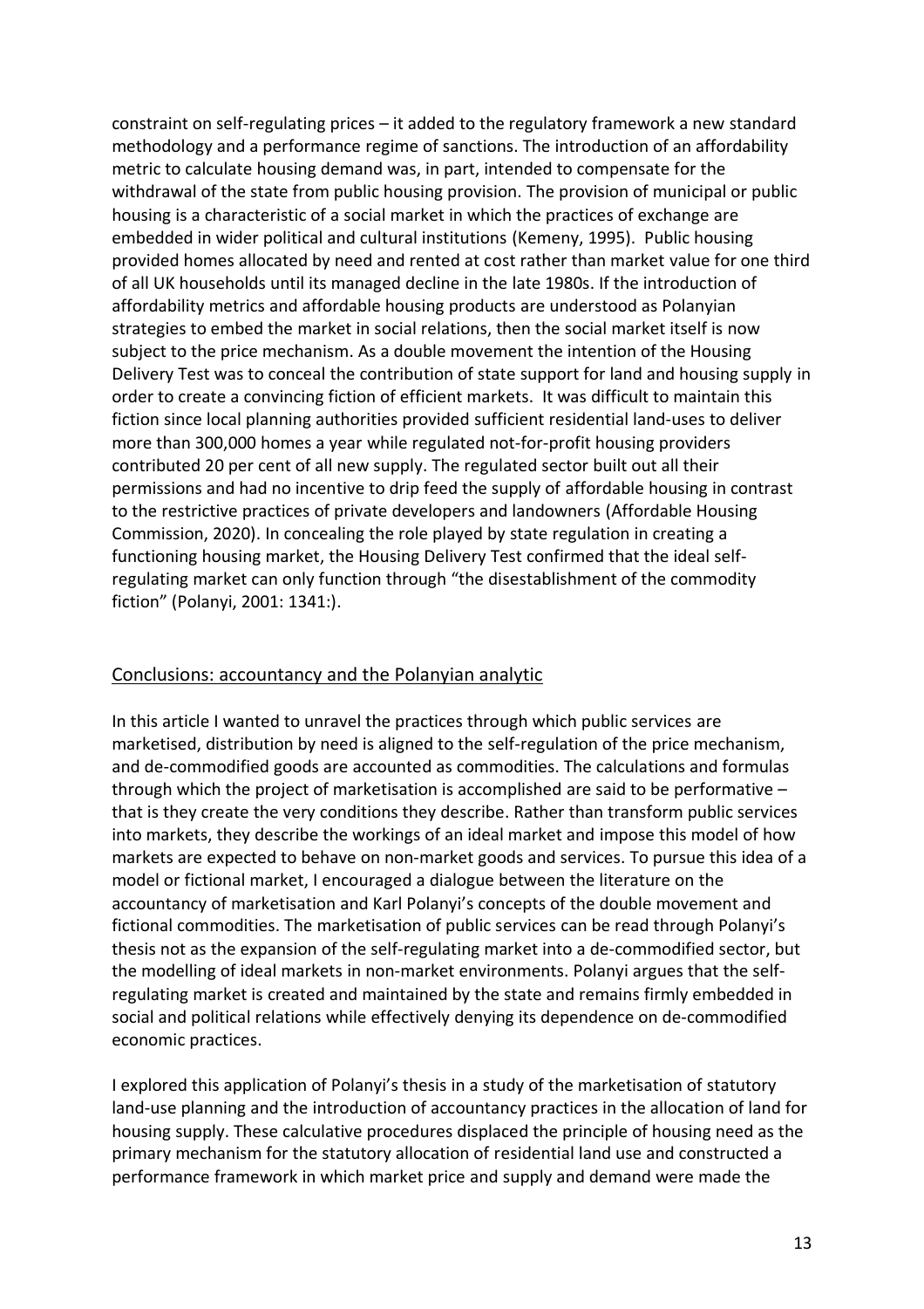constraint on self-regulating prices – it added to the regulatory framework a new standard methodology and a performance regime of sanctions. The introduction of an affordability metric to calculate housing demand was, in part, intended to compensate for the withdrawal of the state from public housing provision. The provision of municipal or public housing is a characteristic of a social market in which the practices of exchange are embedded in wider political and cultural institutions (Kemeny, 1995). Public housing provided homes allocated by need and rented at cost rather than market value for one third of all UK households until its managed decline in the late 1980s. If the introduction of affordability metrics and affordable housing products are understood as Polanyian strategies to embed the market in social relations, then the social market itself is now subject to the price mechanism. As a double movement the intention of the Housing Delivery Test was to conceal the contribution of state support for land and housing supply in order to create a convincing fiction of efficient markets. It was difficult to maintain this fiction since local planning authorities provided sufficient residential land-uses to deliver more than 300,000 homes a year while regulated not-for-profit housing providers contributed 20 per cent of all new supply. The regulated sector built out all their permissions and had no incentive to drip feed the supply of affordable housing in contrast to the restrictive practices of private developers and landowners (Affordable Housing Commission, 2020). In concealing the role played by state regulation in creating a functioning housing market, the Housing Delivery Test confirmed that the ideal self-regulating market can only function through "the disestablishment of the commodity fiction" (Polanyi, 2001: 1341:).

## Conclusions: accountancy and the Polanyian analytic

In this article I wanted to unravel the practices through which public services are marketised, distribution by need is aligned to the self-regulation of the price mechanism, and de-commodified goods are accounted as commodities. The calculations and formulas through which the project of marketisation is accomplished are said to be performative – that is they create the very conditions they describe. Rather than transform public services into markets, they describe the workings of an ideal market and impose this model of how markets are expected to behave on non-market goods and services. To pursue this idea of a model or fictional market, I encouraged a dialogue between the literature on the accountancy of marketisation and Karl Polanyi's concepts of the double movement and fictional commodities. The marketisation of public services can be read through Polanyi's thesis not as the expansion of the self-regulating market into a de-commodified sector, but the modelling of ideal markets in non-market environments. Polanyi argues that the self-regulating market is created and maintained by the state and remains firmly embedded in social and political relations while effectively denying its dependence on de-commodified economic practices.

I explored this application of Polanyi's thesis in a study of the marketisation of statutory land-use planning and the introduction of accountancy practices in the allocation of land for housing supply. These calculative procedures displaced the principle of housing need as the primary mechanism for the statutory allocation of residential land use and constructed a performance framework in which market price and supply and demand were made the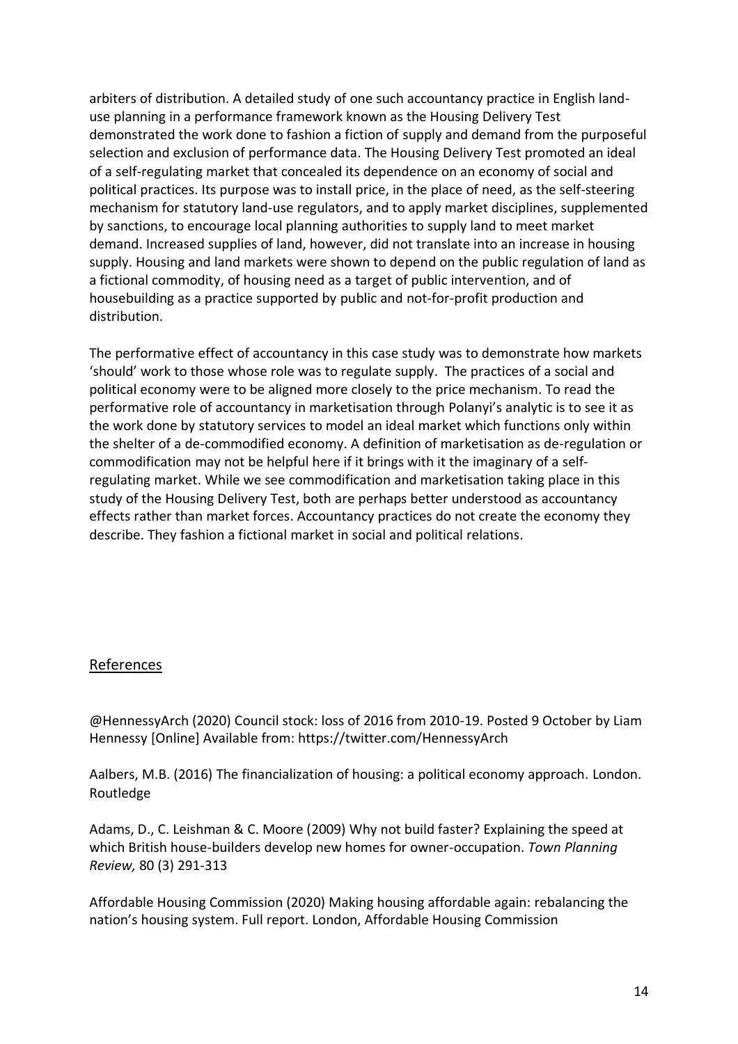arbiters of distribution. A detailed study of one such accountancy practice in English land-use planning in a performance framework known as the Housing Delivery Test demonstrated the work done to fashion a fiction of supply and demand from the purposeful selection and exclusion of performance data. The Housing Delivery Test promoted an ideal of a self-regulating market that concealed its dependence on an economy of social and political practices. Its purpose was to install price, in the place of need, as the self-steering mechanism for statutory land-use regulators, and to apply market disciplines, supplemented by sanctions, to encourage local planning authorities to supply land to meet market demand. Increased supplies of land, however, did not translate into an increase in housing supply. Housing and land markets were shown to depend on the public regulation of land as a fictional commodity, of housing need as a target of public intervention, and of housebuilding as a practice supported by public and not-for-profit production and distribution.

The performative effect of accountancy in this case study was to demonstrate how markets 'should' work to those whose role was to regulate supply. The practices of a social and political economy were to be aligned more closely to the price mechanism. To read the performative role of accountancy in marketisation through Polanyi's analytic is to see it as the work done by statutory services to model an ideal market which functions only within the shelter of a de-commodified economy. A definition of marketisation as de-regulation or commodification may not be helpful here if it brings with it the imaginary of a self-regulating market. While we see commodification and marketisation taking place in this study of the Housing Delivery Test, both are perhaps better understood as accountancy effects rather than market forces. Accountancy practices do not create the economy they describe. They fashion a fictional market in social and political relations.

## References

@HennessyArch (2020) Council stock: loss of 2016 from 2010-19. Posted 9 October by Liam Hennessy [Online] Available from: https://twitter.com/HennessyArch

Aalbers, M.B. (2016) The financialization of housing: a political economy approach. London. Routledge

Adams, D., C. Leishman & C. Moore (2009) Why not build faster? Explaining the speed at which British house-builders develop new homes for owner-occupation. *Town Planning Review,* 80 (3) 291-313

Affordable Housing Commission (2020) Making housing affordable again: rebalancing the nation's housing system. Full report. London, Affordable Housing Commission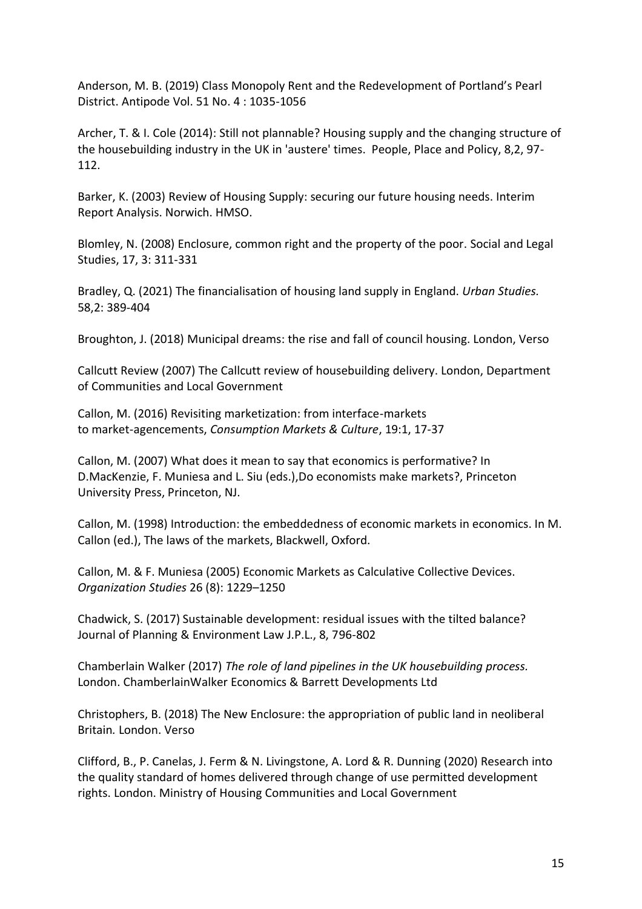Anderson, M. B. (2019) Class Monopoly Rent and the Redevelopment of Portland's Pearl District. Antipode Vol. 51 No. 4 : 1035-1056

Archer, T. & I. Cole (2014): Still not plannable? Housing supply and the changing structure of the housebuilding industry in the UK in 'austere' times. People, Place and Policy, 8,2, 97-112.

Barker, K. (2003) Review of Housing Supply: securing our future housing needs. Interim Report Analysis. Norwich. HMSO.

Blomley, N. (2008) Enclosure, common right and the property of the poor. Social and Legal Studies, 17, 3: 311-331

Bradley, Q. (2021) The financialisation of housing land supply in England. *Urban Studies.* 58,2: 389-404

Broughton, J. (2018) Municipal dreams: the rise and fall of council housing. London, Verso

Callcutt Review (2007) The Callcutt review of housebuilding delivery. London, Department of Communities and Local Government

Callon, M. (2016) Revisiting marketization: from interface-markets to market-agencements, *Consumption Markets & Culture*, 19:1, 17-37

Callon, M. (2007) What does it mean to say that economics is performative? In D.MacKenzie, F. Muniesa and L. Siu (eds.),Do economists make markets?, Princeton University Press, Princeton, NJ.

Callon, M. (1998) Introduction: the embeddedness of economic markets in economics. In M. Callon (ed.), The laws of the markets, Blackwell, Oxford.

Callon, M. & F. Muniesa (2005) Economic Markets as Calculative Collective Devices. *Organization Studies* 26 (8): 1229–1250

Chadwick, S. (2017) Sustainable development: residual issues with the tilted balance? Journal of Planning & Environment Law J.P.L., 8, 796-802

Chamberlain Walker (2017) *The role of land pipelines in the UK housebuilding process.* London. ChamberlainWalker Economics & Barrett Developments Ltd

Christophers, B. (2018) The New Enclosure: the appropriation of public land in neoliberal Britain*.* London. Verso

Clifford, B., P. Canelas, J. Ferm & N. Livingstone, A. Lord & R. Dunning (2020) Research into the quality standard of homes delivered through change of use permitted development rights. London. Ministry of Housing Communities and Local Government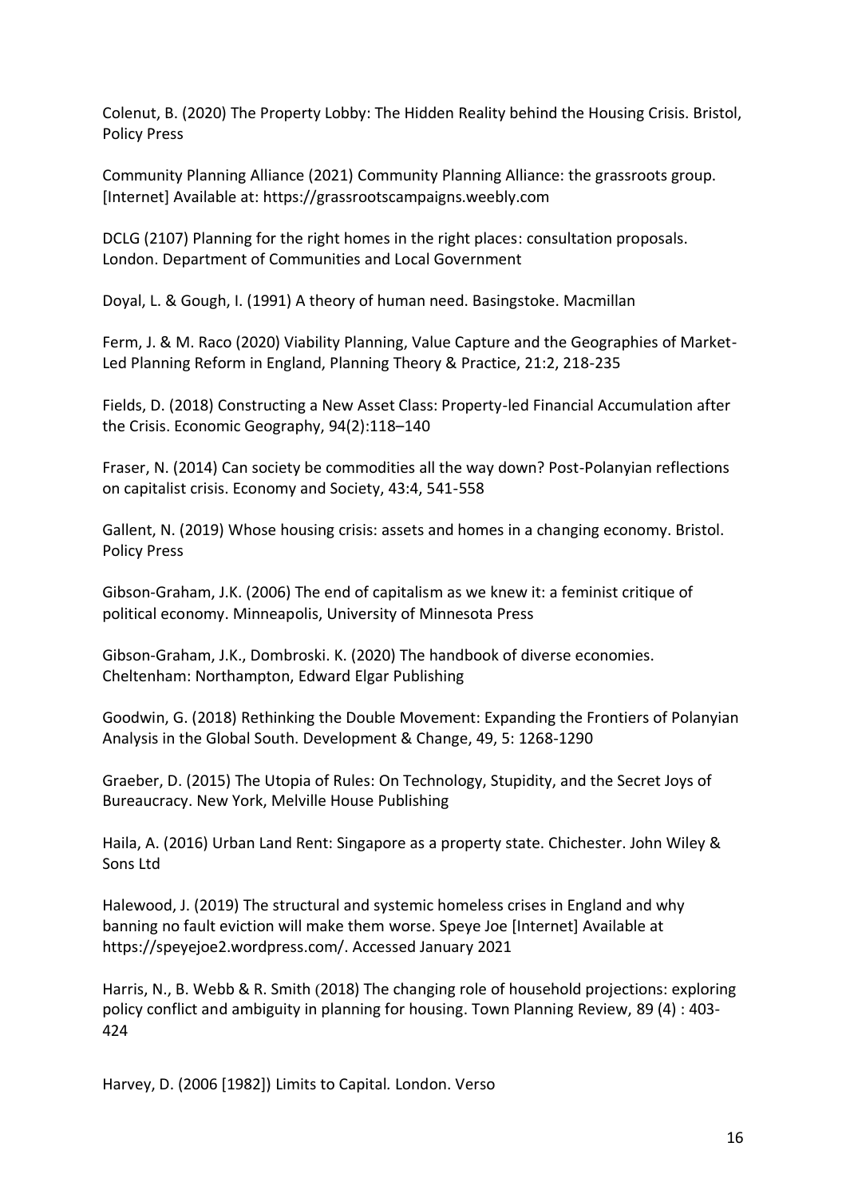Colenut, B. (2020) The Property Lobby: The Hidden Reality behind the Housing Crisis. Bristol, Policy Press

Community Planning Alliance (2021) Community Planning Alliance: the grassroots group. [Internet] Available at: https://grassrootscampaigns.weebly.com

DCLG (2107) Planning for the right homes in the right places: consultation proposals. London. Department of Communities and Local Government

Doyal, L. & Gough, I. (1991) A theory of human need. Basingstoke. Macmillan

Ferm, J. & M. Raco (2020) Viability Planning, Value Capture and the Geographies of Market-Led Planning Reform in England, Planning Theory & Practice, 21:2, 218-235

Fields, D. (2018) Constructing a New Asset Class: Property-led Financial Accumulation after the Crisis. Economic Geography, 94(2):118–140

Fraser, N. (2014) Can society be commodities all the way down? Post-Polanyian reflections on capitalist crisis. Economy and Society, 43:4, 541-558

Gallent, N. (2019) Whose housing crisis: assets and homes in a changing economy. Bristol. Policy Press

Gibson-Graham, J.K. (2006) The end of capitalism as we knew it: a feminist critique of political economy. Minneapolis, University of Minnesota Press

Gibson-Graham, J.K., Dombroski. K. (2020) The handbook of diverse economies. Cheltenham: Northampton, Edward Elgar Publishing

Goodwin, G. (2018) Rethinking the Double Movement: Expanding the Frontiers of Polanyian Analysis in the Global South. Development & Change, 49, 5: 1268-1290

Graeber, D. (2015) The Utopia of Rules: On Technology, Stupidity, and the Secret Joys of Bureaucracy. New York, Melville House Publishing

Haila, A. (2016) Urban Land Rent: Singapore as a property state. Chichester. John Wiley & Sons Ltd

Halewood, J. (2019) The structural and systemic homeless crises in England and why banning no fault eviction will make them worse. Speye Joe [Internet] Available at https://speyejoe2.wordpress.com/. Accessed January 2021

Harris, N., B. Webb & R. Smith (2018) The changing role of household projections: exploring policy conflict and ambiguity in planning for housing. Town Planning Review, 89 (4) : 403-424

Harvey, D. (2006 [1982]) Limits to Capital. London. Verso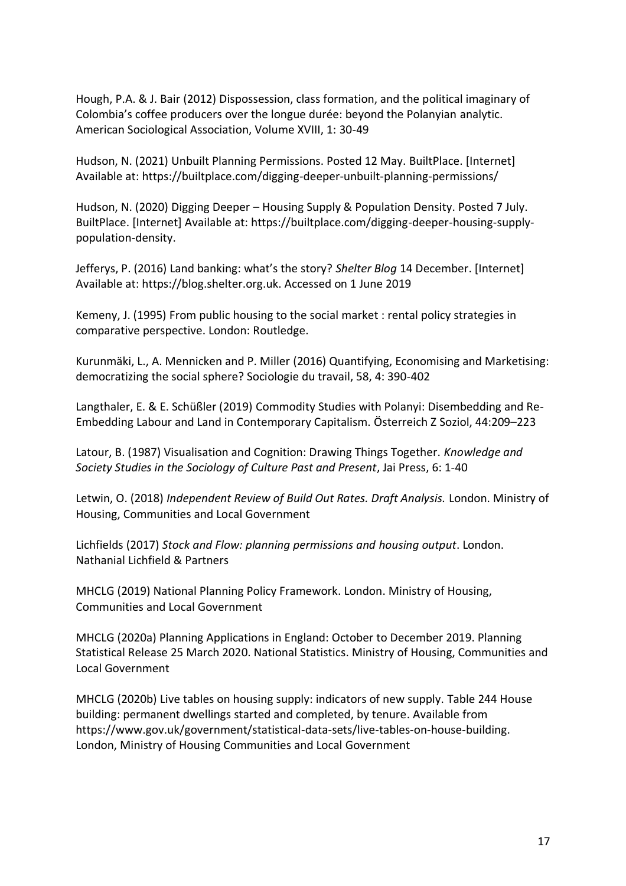Hough, P.A. & J. Bair (2012) Dispossession, class formation, and the political imaginary of Colombia's coffee producers over the longue durée: beyond the Polanyian analytic. American Sociological Association, Volume XVIII, 1: 30-49

Hudson, N. (2021) Unbuilt Planning Permissions. Posted 12 May. BuiltPlace. [Internet] Available at: https://builtplace.com/digging-deeper-unbuilt-planning-permissions/

Hudson, N. (2020) Digging Deeper – Housing Supply & Population Density. Posted 7 July. BuiltPlace. [Internet] Available at: https://builtplace.com/digging-deeper-housing-supply-population-density.

Jefferys, P. (2016) Land banking: what's the story? *Shelter Blog* 14 December. [Internet] Available at: https://blog.shelter.org.uk. Accessed on 1 June 2019

Kemeny, J. (1995) From public housing to the social market : rental policy strategies in comparative perspective. London: Routledge.

Kurunmäki, L., A. Mennicken and P. Miller (2016) Quantifying, Economising and Marketising: democratizing the social sphere? Sociologie du travail, 58, 4: 390-402

Langthaler, E. & E. Schüßler (2019) Commodity Studies with Polanyi: Disembedding and Re-Embedding Labour and Land in Contemporary Capitalism. Österreich Z Soziol, 44:209–223

Latour, B. (1987) Visualisation and Cognition: Drawing Things Together. *Knowledge and Society Studies in the Sociology of Culture Past and Present*, Jai Press, 6: 1-40

Letwin, O. (2018) *Independent Review of Build Out Rates. Draft Analysis.* London. Ministry of Housing, Communities and Local Government

Lichfields (2017) *Stock and Flow: planning permissions and housing output*. London. Nathanial Lichfield & Partners

MHCLG (2019) National Planning Policy Framework. London. Ministry of Housing, Communities and Local Government

MHCLG (2020a) Planning Applications in England: October to December 2019. Planning Statistical Release 25 March 2020. National Statistics. Ministry of Housing, Communities and Local Government

MHCLG (2020b) Live tables on housing supply: indicators of new supply. Table 244 House building: permanent dwellings started and completed, by tenure. Available from https://www.gov.uk/government/statistical-data-sets/live-tables-on-house-building. London, Ministry of Housing Communities and Local Government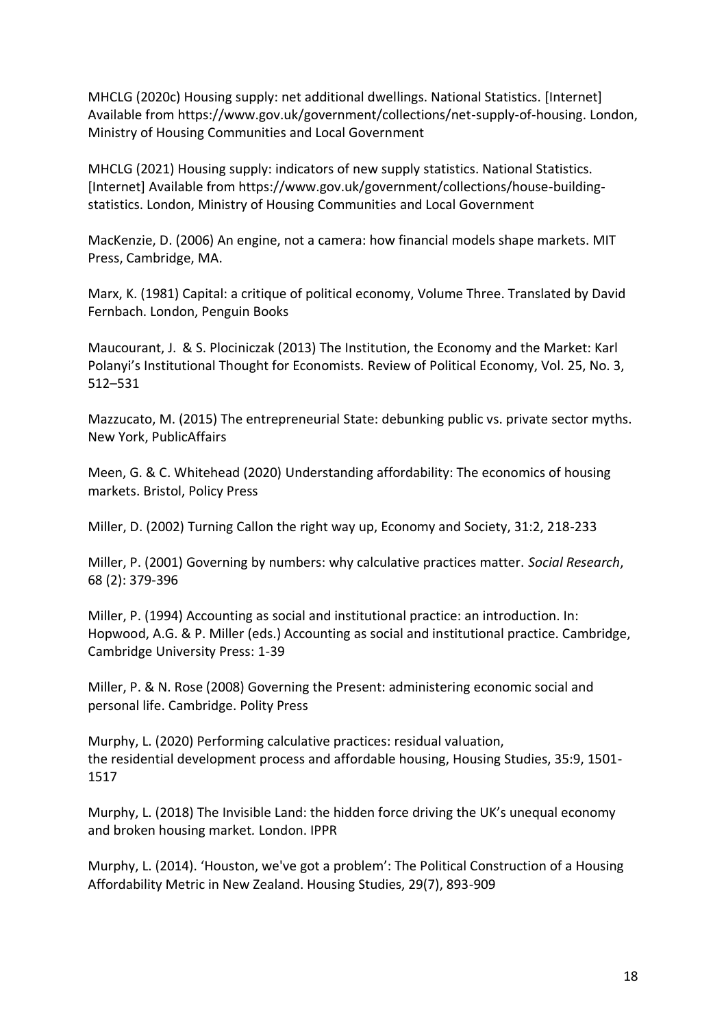MHCLG (2020c) Housing supply: net additional dwellings. National Statistics. [Internet] Available from https://www.gov.uk/government/collections/net-supply-of-housing. London, Ministry of Housing Communities and Local Government

MHCLG (2021) Housing supply: indicators of new supply statistics. National Statistics. [Internet] Available from https://www.gov.uk/government/collections/house-building-statistics. London, Ministry of Housing Communities and Local Government

MacKenzie, D. (2006) An engine, not a camera: how financial models shape markets. MIT Press, Cambridge, MA.

Marx, K. (1981) Capital: a critique of political economy, Volume Three. Translated by David Fernbach. London, Penguin Books

Maucourant, J. & S. Plociniczak (2013) The Institution, the Economy and the Market: Karl Polanyi's Institutional Thought for Economists. Review of Political Economy, Vol. 25, No. 3, 512–531

Mazzucato, M. (2015) The entrepreneurial State: debunking public vs. private sector myths. New York, PublicAffairs

Meen, G. & C. Whitehead (2020) Understanding affordability: The economics of housing markets. Bristol, Policy Press

Miller, D. (2002) Turning Callon the right way up, Economy and Society, 31:2, 218-233

Miller, P. (2001) Governing by numbers: why calculative practices matter. *Social Research*, 68 (2): 379-396

Miller, P. (1994) Accounting as social and institutional practice: an introduction. In: Hopwood, A.G. & P. Miller (eds.) Accounting as social and institutional practice. Cambridge, Cambridge University Press: 1-39

Miller, P. & N. Rose (2008) Governing the Present: administering economic social and personal life. Cambridge. Polity Press

Murphy, L. (2020) Performing calculative practices: residual valuation, the residential development process and affordable housing, Housing Studies, 35:9, 1501-1517

Murphy, L. (2018) The Invisible Land: the hidden force driving the UK's unequal economy and broken housing market*.* London. IPPR

Murphy, L. (2014). 'Houston, we've got a problem': The Political Construction of a Housing Affordability Metric in New Zealand. Housing Studies, 29(7), 893-909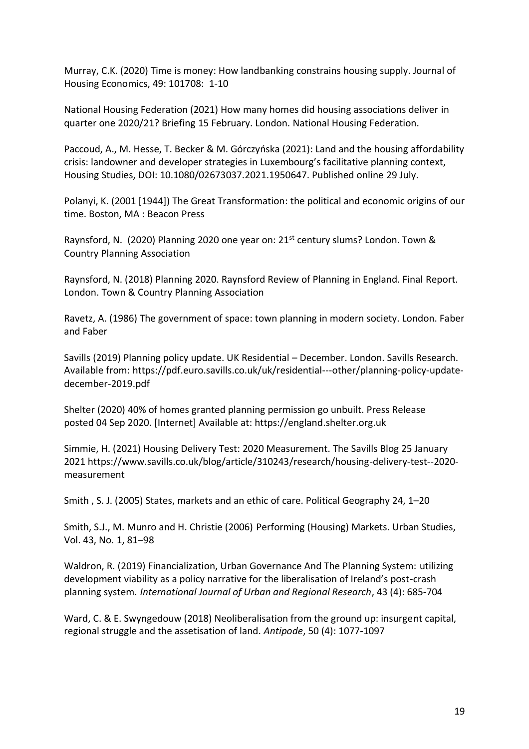Murray, C.K. (2020) Time is money: How landbanking constrains housing supply. Journal of Housing Economics, 49: 101708: 1-10

National Housing Federation (2021) How many homes did housing associations deliver in quarter one 2020/21? Briefing 15 February. London. National Housing Federation.

Paccoud, A., M. Hesse, T. Becker & M. Górczyńska (2021): Land and the housing affordability crisis: landowner and developer strategies in Luxembourg's facilitative planning context, Housing Studies, DOI: 10.1080/02673037.2021.1950647. Published online 29 July.

Polanyi, K. (2001 [1944]) The Great Transformation: the political and economic origins of our time. Boston, MA : Beacon Press

Raynsford, N. (2020) Planning 2020 one year on: 21st century slums? London. Town & Country Planning Association

Raynsford, N. (2018) Planning 2020. Raynsford Review of Planning in England. Final Report. London. Town & Country Planning Association

Ravetz, A. (1986) The government of space: town planning in modern society. London. Faber and Faber

Savills (2019) Planning policy update. UK Residential – December. London. Savills Research. Available from: https://pdf.euro.savills.co.uk/uk/residential---other/planning-policy-update-december-2019.pdf

Shelter (2020) 40% of homes granted planning permission go unbuilt. Press Release posted 04 Sep 2020. [Internet] Available at: https://england.shelter.org.uk

Simmie, H. (2021) Housing Delivery Test: 2020 Measurement. The Savills Blog 25 January 2021 https://www.savills.co.uk/blog/article/310243/research/housing-delivery-test--2020-measurement

Smith , S. J. (2005) States, markets and an ethic of care. Political Geography 24, 1–20

Smith, S.J., M. Munro and H. Christie (2006) Performing (Housing) Markets. Urban Studies, Vol. 43, No. 1, 81–98

Waldron, R. (2019) Financialization, Urban Governance And The Planning System: utilizing development viability as a policy narrative for the liberalisation of Ireland's post-crash planning system. *International Journal of Urban and Regional Research*, 43 (4): 685-704

Ward, C. & E. Swyngedouw (2018) Neoliberalisation from the ground up: insurgent capital, regional struggle and the assetisation of land. *Antipode*, 50 (4): 1077-1097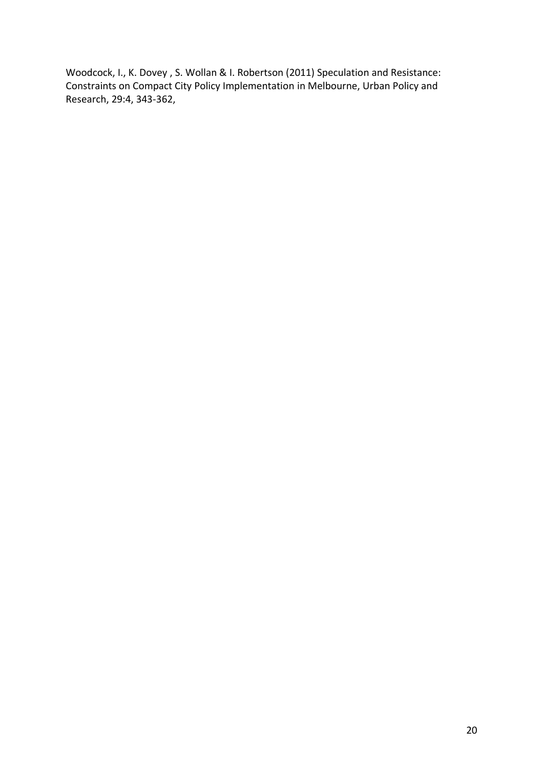Woodcock, I., K. Dovey , S. Wollan & I. Robertson (2011) Speculation and Resistance: Constraints on Compact City Policy Implementation in Melbourne, Urban Policy and Research, 29:4, 343-362,